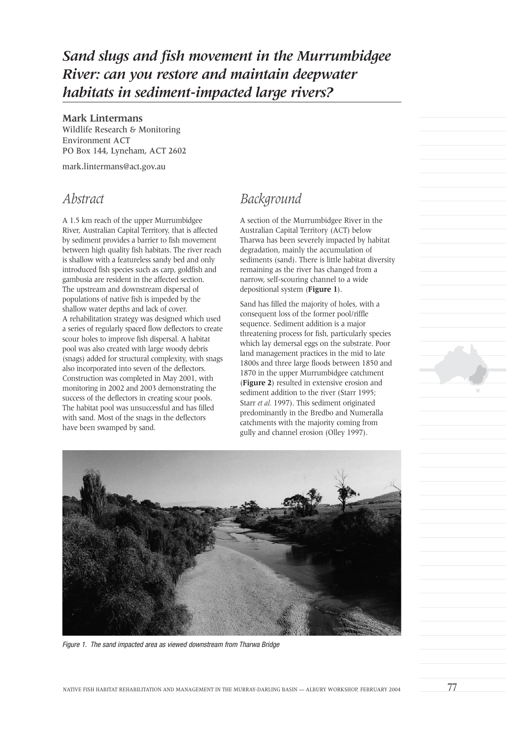# *Sand slugs and fish movement in the Murrumbidgee River: can you restore and maintain deepwater habitats in sediment-impacted large rivers?*

**Mark Lintermans**
Wildlife Research & Monitoring
Environment ACT
PO Box 144, Lyneham, ACT 2602

mark.lintermans@act.gov.au

## *Abstract*

A 1.5 km reach of the upper Murrumbidgee River, Australian Capital Territory, that is affected by sediment provides a barrier to fish movement between high quality fish habitats. The river reach is shallow with a featureless sandy bed and only introduced fish species such as carp, goldfish and gambusia are resident in the affected section. The upstream and downstream dispersal of populations of native fish is impeded by the shallow water depths and lack of cover. A rehabilitation strategy was designed which used a series of regularly spaced flow deflectors to create scour holes to improve fish dispersal. A habitat pool was also created with large woody debris (snags) added for structural complexity, with snags also incorporated into seven of the deflectors. Construction was completed in May 2001, with monitoring in 2002 and 2003 demonstrating the success of the deflectors in creating scour pools. The habitat pool was unsuccessful and has filled with sand. Most of the snags in the deflectors have been swamped by sand.

## *Background*

A section of the Murrumbidgee River in the Australian Capital Territory (ACT) below Tharwa has been severely impacted by habitat degradation, mainly the accumulation of sediments (sand). There is little habitat diversity remaining as the river has changed from a narrow, self-scouring channel to a wide depositional system (**Figure 1**).

Sand has filled the majority of holes, with a consequent loss of the former pool/riffle sequence. Sediment addition is a major threatening process for fish, particularly species which lay demersal eggs on the substrate. Poor land management practices in the mid to late 1800s and three large floods between 1850 and 1870 in the upper Murrumbidgee catchment (**Figure 2**) resulted in extensive erosion and sediment addition to the river (Starr 1995; Starr *et al.* 1997). This sediment originated predominantly in the Bredbo and Numeralla catchments with the majority coming from gully and channel erosion (Olley 1997).

*Figure 1. The sand impacted area as viewed downstream from Tharwa Bridge*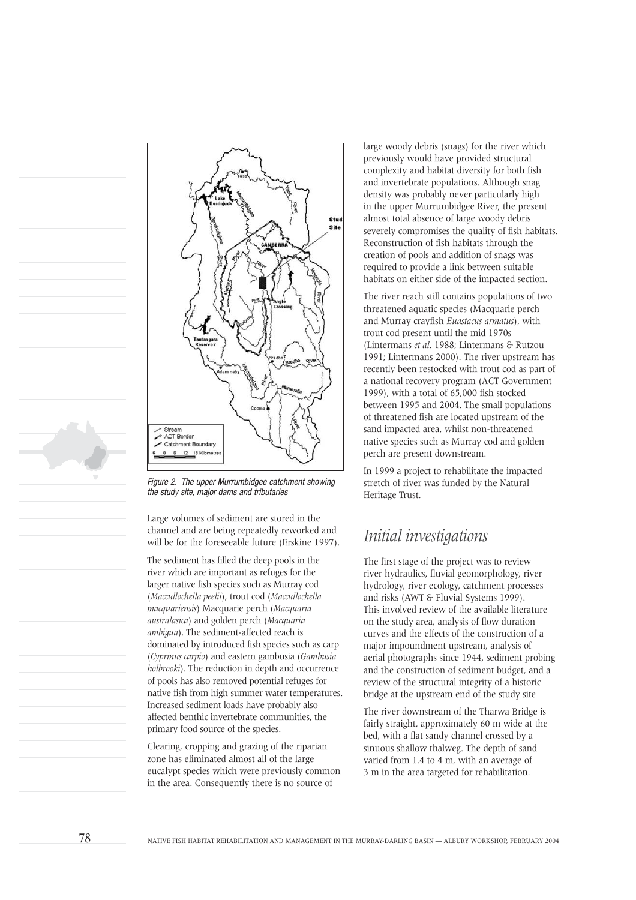Figure 2. The upper Murrumbidgee catchment showing the study site, major dams and tributaries

Large volumes of sediment are stored in the channel and are being repeatedly reworked and will be for the foreseeable future (Erskine 1997).

The sediment has filled the deep pools in the river which are important as refuges for the larger native fish species such as Murray cod (*Maccullochella peelii*), trout cod (*Maccullochella macquariensis*) Macquarie perch (*Macquaria australasica*) and golden perch (*Macquaria ambigua*). The sediment-affected reach is dominated by introduced fish species such as carp (*Cyprinus carpio*) and eastern gambusia (*Gambusia holbrooki*). The reduction in depth and occurrence of pools has also removed potential refuges for native fish from high summer water temperatures. Increased sediment loads have probably also affected benthic invertebrate communities, the primary food source of the species.

Clearing, cropping and grazing of the riparian zone has eliminated almost all of the large eucalypt species which were previously common in the area. Consequently there is no source of large woody debris (snags) for the river which previously would have provided structural complexity and habitat diversity for both fish and invertebrate populations. Although snag density was probably never particularly high in the upper Murrumbidgee River, the present almost total absence of large woody debris severely compromises the quality of fish habitats. Reconstruction of fish habitats through the creation of pools and addition of snags was required to provide a link between suitable habitats on either side of the impacted section.

The river reach still contains populations of two threatened aquatic species (Macquarie perch and Murray crayfish *Euastacus armatus*), with trout cod present until the mid 1970s (Lintermans *et al*. 1988; Lintermans & Rutzou 1991; Lintermans 2000). The river upstream has recently been restocked with trout cod as part of a national recovery program (ACT Government 1999), with a total of 65,000 fish stocked between 1995 and 2004. The small populations of threatened fish are located upstream of the sand impacted area, whilst non-threatened native species such as Murray cod and golden perch are present downstream.

In 1999 a project to rehabilitate the impacted stretch of river was funded by the Natural Heritage Trust.

## Initial investigations

The first stage of the project was to review river hydraulics, fluvial geomorphology, river hydrology, river ecology, catchment processes and risks (AWT & Fluvial Systems 1999). This involved review of the available literature on the study area, analysis of flow duration curves and the effects of the construction of a major impoundment upstream, analysis of aerial photographs since 1944, sediment probing and the construction of sediment budget, and a review of the structural integrity of a historic bridge at the upstream end of the study site

The river downstream of the Tharwa Bridge is fairly straight, approximately 60 m wide at the bed, with a flat sandy channel crossed by a sinuous shallow thalweg. The depth of sand varied from 1.4 to 4 m, with an average of 3 m in the area targeted for rehabilitation.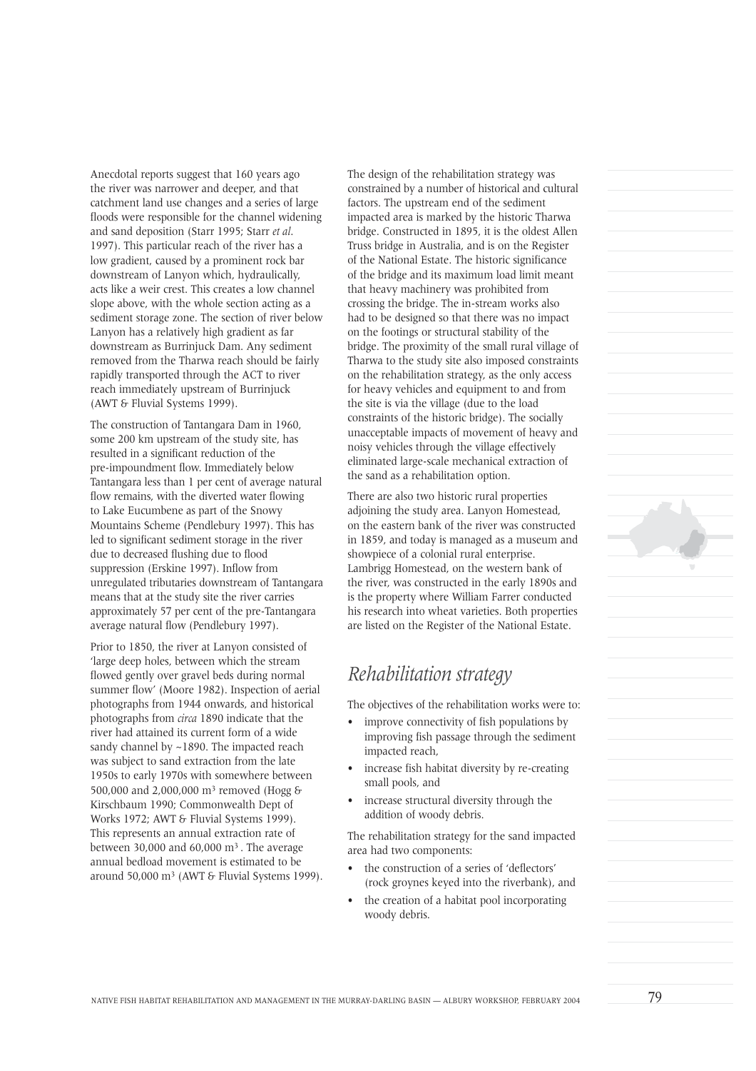Anecdotal reports suggest that 160 years ago the river was narrower and deeper, and that catchment land use changes and a series of large floods were responsible for the channel widening and sand deposition (Starr 1995; Starr *et al.* 1997). This particular reach of the river has a low gradient, caused by a prominent rock bar downstream of Lanyon which, hydraulically, acts like a weir crest. This creates a low channel slope above, with the whole section acting as a sediment storage zone. The section of river below Lanyon has a relatively high gradient as far downstream as Burrinjuck Dam. Any sediment removed from the Tharwa reach should be fairly rapidly transported through the ACT to river reach immediately upstream of Burrinjuck (AWT & Fluvial Systems 1999).

The construction of Tantangara Dam in 1960, some 200 km upstream of the study site, has resulted in a significant reduction of the pre-impoundment flow. Immediately below Tantangara less than 1 per cent of average natural flow remains, with the diverted water flowing to Lake Eucumbene as part of the Snowy Mountains Scheme (Pendlebury 1997). This has led to significant sediment storage in the river due to decreased flushing due to flood suppression (Erskine 1997). Inflow from unregulated tributaries downstream of Tantangara means that at the study site the river carries approximately 57 per cent of the pre-Tantangara average natural flow (Pendlebury 1997).

Prior to 1850, the river at Lanyon consisted of 'large deep holes, between which the stream flowed gently over gravel beds during normal summer flow' (Moore 1982). Inspection of aerial photographs from 1944 onwards, and historical photographs from *circa* 1890 indicate that the river had attained its current form of a wide sandy channel by ~1890. The impacted reach was subject to sand extraction from the late 1950s to early 1970s with somewhere between 500,000 and 2,000,000 m$^3$ removed (Hogg & Kirschbaum 1990; Commonwealth Dept of Works 1972; AWT & Fluvial Systems 1999). This represents an annual extraction rate of between 30,000 and 60,000 m$^3$. The average annual bedload movement is estimated to be around 50,000 m$^3$ (AWT & Fluvial Systems 1999).

The design of the rehabilitation strategy was constrained by a number of historical and cultural factors. The upstream end of the sediment impacted area is marked by the historic Tharwa bridge. Constructed in 1895, it is the oldest Allen Truss bridge in Australia, and is on the Register of the National Estate. The historic significance of the bridge and its maximum load limit meant that heavy machinery was prohibited from crossing the bridge. The in-stream works also had to be designed so that there was no impact on the footings or structural stability of the bridge. The proximity of the small rural village of Tharwa to the study site also imposed constraints on the rehabilitation strategy, as the only access for heavy vehicles and equipment to and from the site is via the village (due to the load constraints of the historic bridge). The socially unacceptable impacts of movement of heavy and noisy vehicles through the village effectively eliminated large-scale mechanical extraction of the sand as a rehabilitation option.

There are also two historic rural properties adjoining the study area. Lanyon Homestead, on the eastern bank of the river was constructed in 1859, and today is managed as a museum and showpiece of a colonial rural enterprise. Lambrigg Homestead, on the western bank of the river, was constructed in the early 1890s and is the property where William Farrer conducted his research into wheat varieties. Both properties are listed on the Register of the National Estate.

## *Rehabilitation strategy*

The objectives of the rehabilitation works were to:

- improve connectivity of fish populations by improving fish passage through the sediment impacted reach,
- increase fish habitat diversity by re-creating small pools, and
- increase structural diversity through the addition of woody debris.

The rehabilitation strategy for the sand impacted area had two components:

- the construction of a series of 'deflectors' (rock groynes keyed into the riverbank), and
- the creation of a habitat pool incorporating woody debris.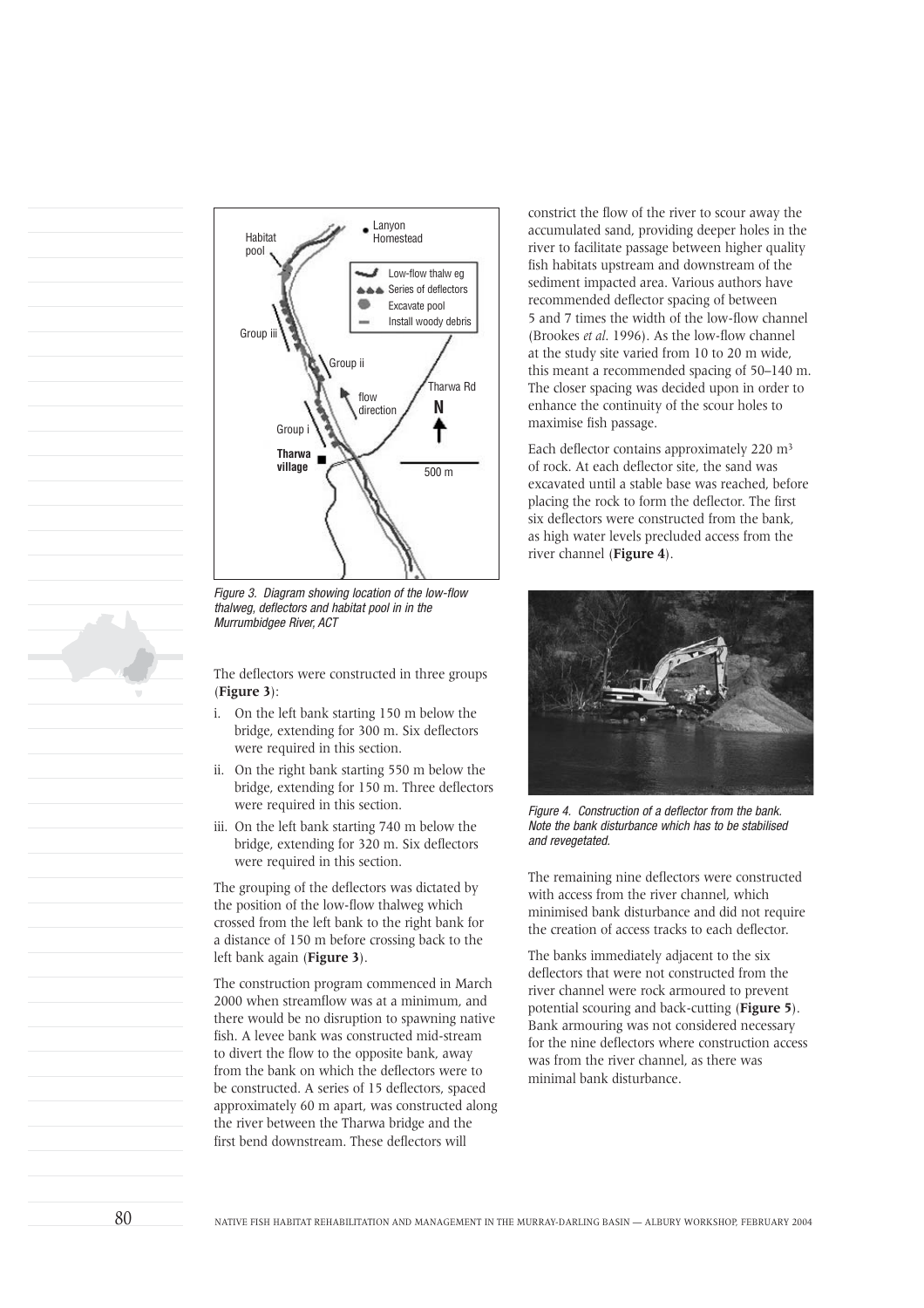Figure 3. Diagram showing location of the low-flow thalweg, deflectors and habitat pool in in the Murrumbidgee River, ACT

The deflectors were constructed in three groups (**Figure 3**):

i. On the left bank starting 150 m below the bridge, extending for 300 m. Six deflectors were required in this section.
ii. On the right bank starting 550 m below the bridge, extending for 150 m. Three deflectors were required in this section.
iii. On the left bank starting 740 m below the bridge, extending for 320 m. Six deflectors were required in this section.

The grouping of the deflectors was dictated by the position of the low-flow thalweg which crossed from the left bank to the right bank for a distance of 150 m before crossing back to the left bank again (**Figure 3**).

The construction program commenced in March 2000 when streamflow was at a minimum, and there would be no disruption to spawning native fish. A levee bank was constructed mid-stream to divert the flow to the opposite bank, away from the bank on which the deflectors were to be constructed. A series of 15 deflectors, spaced approximately 60 m apart, was constructed along the river between the Tharwa bridge and the first bend downstream. These deflectors will constrict the flow of the river to scour away the accumulated sand, providing deeper holes in the river to facilitate passage between higher quality fish habitats upstream and downstream of the sediment impacted area. Various authors have recommended deflector spacing of between 5 and 7 times the width of the low-flow channel (Brookes *et al*. 1996). As the low-flow channel at the study site varied from 10 to 20 m wide, this meant a recommended spacing of 50–140 m. The closer spacing was decided upon in order to enhance the continuity of the scour holes to maximise fish passage.

Each deflector contains approximately 220 m$^3$ of rock. At each deflector site, the sand was excavated until a stable base was reached, before placing the rock to form the deflector. The first six deflectors were constructed from the bank, as high water levels precluded access from the river channel (**Figure 4**).

Figure 4. Construction of a deflector from the bank. Note the bank disturbance which has to be stabilised and revegetated.

The remaining nine deflectors were constructed with access from the river channel, which minimised bank disturbance and did not require the creation of access tracks to each deflector.

The banks immediately adjacent to the six deflectors that were not constructed from the river channel were rock armoured to prevent potential scouring and back-cutting (**Figure 5**). Bank armouring was not considered necessary for the nine deflectors where construction access was from the river channel, as there was minimal bank disturbance.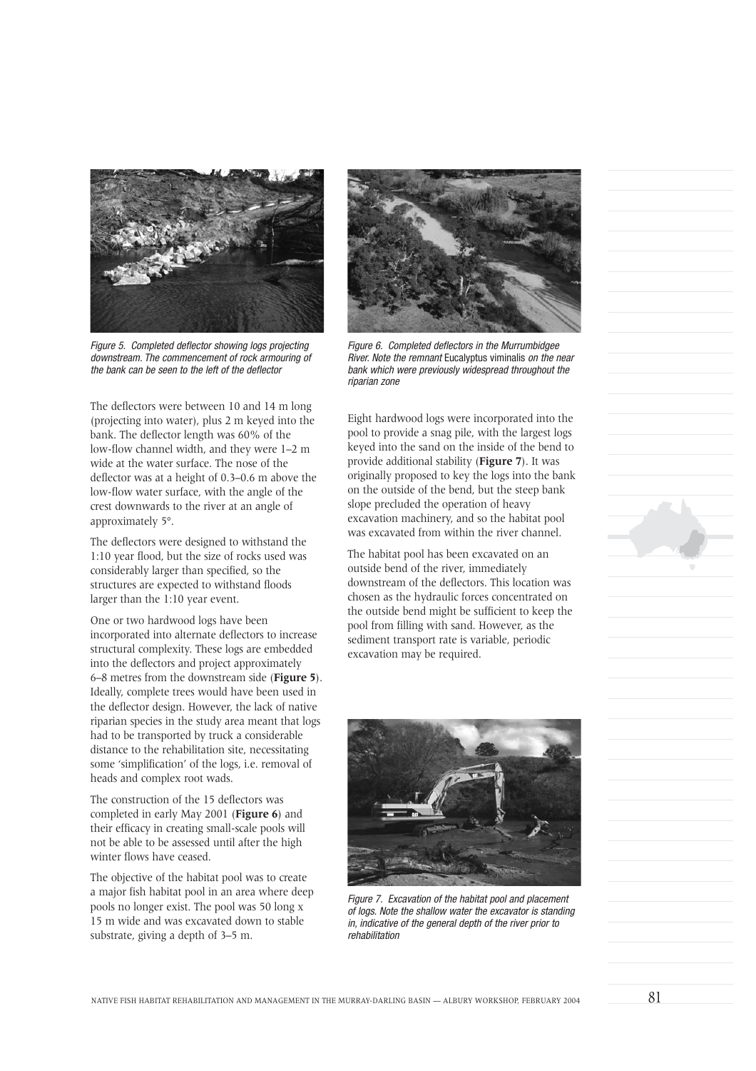Figure 5. Completed deflector showing logs projecting downstream. The commencement of rock armouring of the bank can be seen to the left of the deflector

The deflectors were between 10 and 14 m long (projecting into water), plus 2 m keyed into the bank. The deflector length was 60% of the low-flow channel width, and they were 1–2 m wide at the water surface. The nose of the deflector was at a height of 0.3–0.6 m above the low-flow water surface, with the angle of the crest downwards to the river at an angle of approximately 5°.

The deflectors were designed to withstand the 1:10 year flood, but the size of rocks used was considerably larger than specified, so the structures are expected to withstand floods larger than the 1:10 year event.

One or two hardwood logs have been incorporated into alternate deflectors to increase structural complexity. These logs are embedded into the deflectors and project approximately 6–8 metres from the downstream side (**Figure 5**). Ideally, complete trees would have been used in the deflector design. However, the lack of native riparian species in the study area meant that logs had to be transported by truck a considerable distance to the rehabilitation site, necessitating some 'simplification' of the logs, i.e. removal of heads and complex root wads.

The construction of the 15 deflectors was completed in early May 2001 (**Figure 6**) and their efficacy in creating small-scale pools will not be able to be assessed until after the high winter flows have ceased.

The objective of the habitat pool was to create a major fish habitat pool in an area where deep pools no longer exist. The pool was 50 long x 15 m wide and was excavated down to stable substrate, giving a depth of 3–5 m.

Figure 6. Completed deflectors in the Murrumbidgee River. Note the remnant Eucalyptus viminalis on the near bank which were previously widespread throughout the riparian zone

Eight hardwood logs were incorporated into the pool to provide a snag pile, with the largest logs keyed into the sand on the inside of the bend to provide additional stability (**Figure 7**). It was originally proposed to key the logs into the bank on the outside of the bend, but the steep bank slope precluded the operation of heavy excavation machinery, and so the habitat pool was excavated from within the river channel.

The habitat pool has been excavated on an outside bend of the river, immediately downstream of the deflectors. This location was chosen as the hydraulic forces concentrated on the outside bend might be sufficient to keep the pool from filling with sand. However, as the sediment transport rate is variable, periodic excavation may be required.

Figure 7. Excavation of the habitat pool and placement of logs. Note the shallow water the excavator is standing in, indicative of the general depth of the river prior to rehabilitation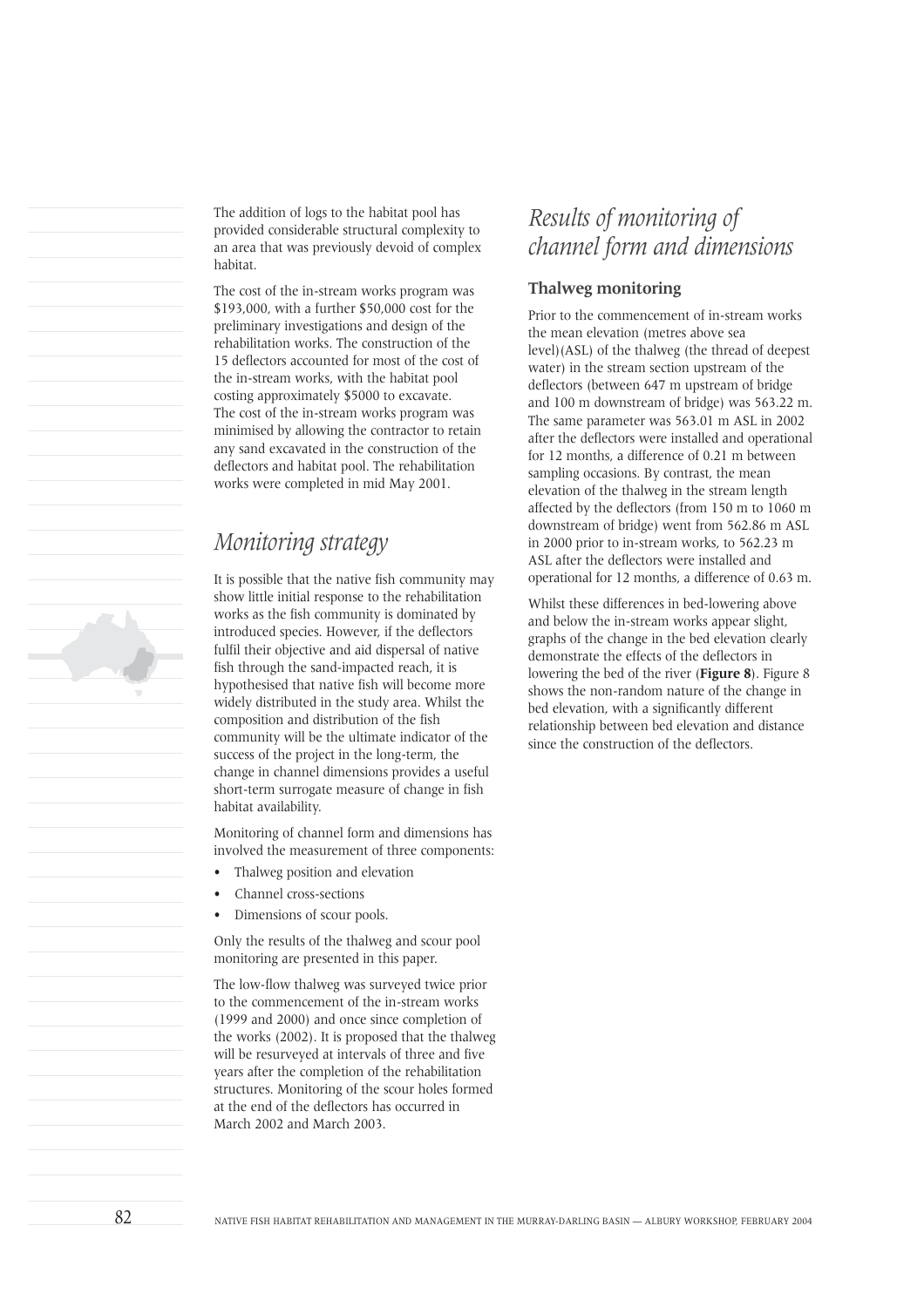The addition of logs to the habitat pool has provided considerable structural complexity to an area that was previously devoid of complex habitat.

The cost of the in-stream works program was $193,000, with a further $50,000 cost for the preliminary investigations and design of the rehabilitation works. The construction of the 15 deflectors accounted for most of the cost of the in-stream works, with the habitat pool costing approximately $5000 to excavate. The cost of the in-stream works program was minimised by allowing the contractor to retain any sand excavated in the construction of the deflectors and habitat pool. The rehabilitation works were completed in mid May 2001.

## *Monitoring strategy*

It is possible that the native fish community may show little initial response to the rehabilitation works as the fish community is dominated by introduced species. However, if the deflectors fulfil their objective and aid dispersal of native fish through the sand-impacted reach, it is hypothesised that native fish will become more widely distributed in the study area. Whilst the composition and distribution of the fish community will be the ultimate indicator of the success of the project in the long-term, the change in channel dimensions provides a useful short-term surrogate measure of change in fish habitat availability.

Monitoring of channel form and dimensions has involved the measurement of three components:

- Thalweg position and elevation
- Channel cross-sections
- Dimensions of scour pools.

Only the results of the thalweg and scour pool monitoring are presented in this paper.

The low-flow thalweg was surveyed twice prior to the commencement of the in-stream works (1999 and 2000) and once since completion of the works (2002). It is proposed that the thalweg will be resurveyed at intervals of three and five years after the completion of the rehabilitation structures. Monitoring of the scour holes formed at the end of the deflectors has occurred in March 2002 and March 2003.

## *Results of monitoring of channel form and dimensions*

### Thalweg monitoring

Prior to the commencement of in-stream works the mean elevation (metres above sea level)(ASL) of the thalweg (the thread of deepest water) in the stream section upstream of the deflectors (between 647 m upstream of bridge and 100 m downstream of bridge) was 563.22 m. The same parameter was 563.01 m ASL in 2002 after the deflectors were installed and operational for 12 months, a difference of 0.21 m between sampling occasions. By contrast, the mean elevation of the thalweg in the stream length affected by the deflectors (from 150 m to 1060 m downstream of bridge) went from 562.86 m ASL in 2000 prior to in-stream works, to 562.23 m ASL after the deflectors were installed and operational for 12 months, a difference of 0.63 m.

Whilst these differences in bed-lowering above and below the in-stream works appear slight, graphs of the change in the bed elevation clearly demonstrate the effects of the deflectors in lowering the bed of the river (**Figure 8**). Figure 8 shows the non-random nature of the change in bed elevation, with a significantly different relationship between bed elevation and distance since the construction of the deflectors.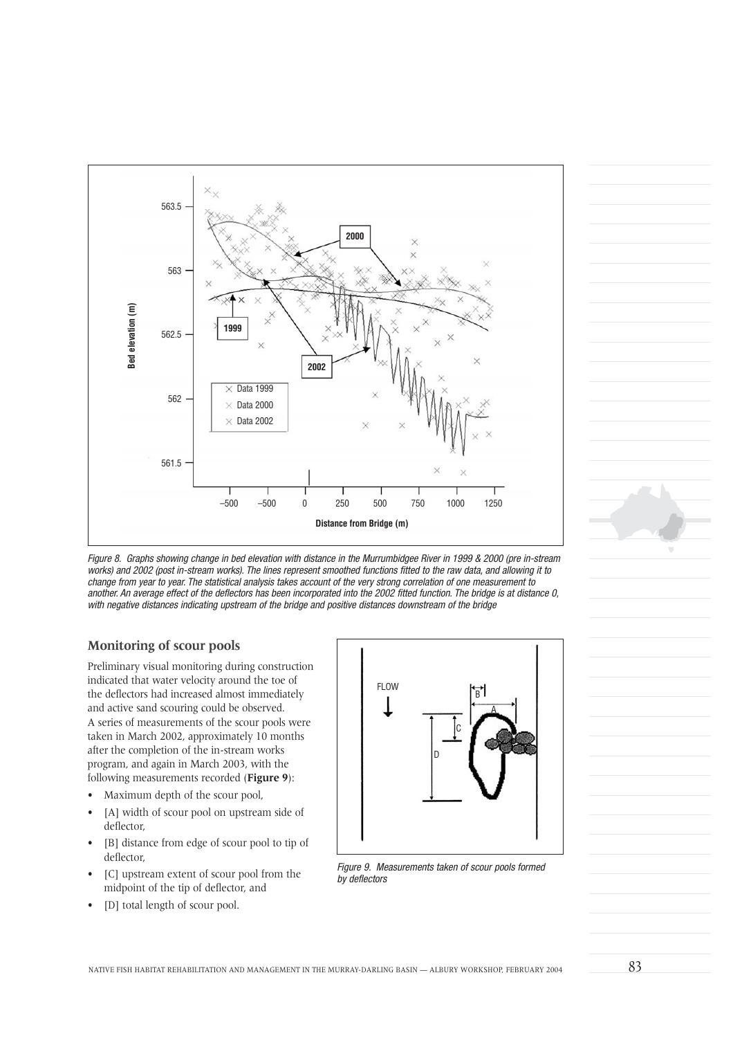*Figure 8. Graphs showing change in bed elevation with distance in the Murrumbidgee River in 1999 & 2000 (pre in-stream works) and 2002 (post in-stream works). The lines represent smoothed functions fitted to the raw data, and allowing it to change from year to year. The statistical analysis takes account of the very strong correlation of one measurement to another. An average effect of the deflectors has been incorporated into the 2002 fitted function. The bridge is at distance 0, with negative distances indicating upstream of the bridge and positive distances downstream of the bridge*

## Monitoring of scour pools

Preliminary visual monitoring during construction indicated that water velocity around the toe of the deflectors had increased almost immediately and active sand scouring could be observed. A series of measurements of the scour pools were taken in March 2002, approximately 10 months after the completion of the in-stream works program, and again in March 2003, with the following measurements recorded (**Figure 9**):

- Maximum depth of the scour pool,
- [A] width of scour pool on upstream side of deflector,
- [B] distance from edge of scour pool to tip of deflector,
- [C] upstream extent of scour pool from the midpoint of the tip of deflector, and
- [D] total length of scour pool.

*Figure 9. Measurements taken of scour pools formed by deflectors*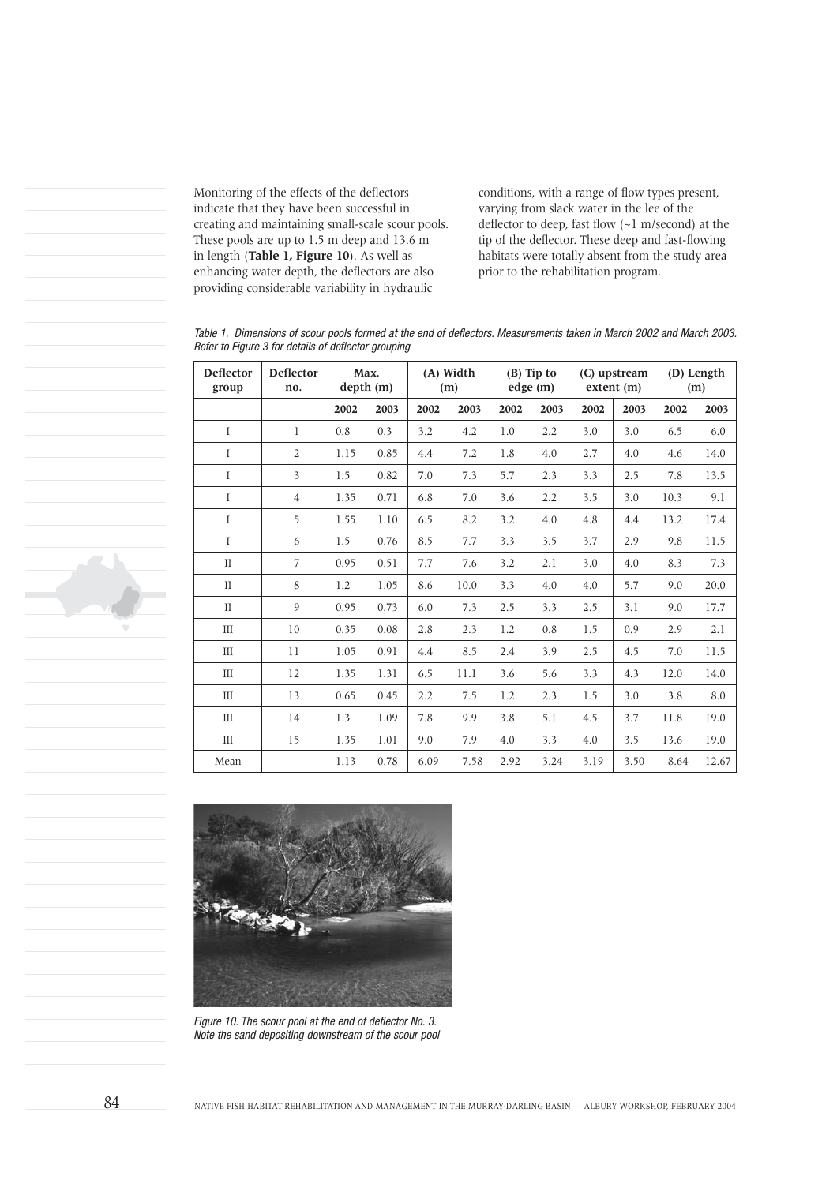Monitoring of the effects of the deflectors indicate that they have been successful in creating and maintaining small-scale scour pools. These pools are up to 1.5 m deep and 13.6 m in length (**Table 1, Figure 10**). As well as enhancing water depth, the deflectors are also providing considerable variability in hydraulic conditions, with a range of flow types present, varying from slack water in the lee of the deflector to deep, fast flow (~1 m/second) at the tip of the deflector. These deep and fast-flowing habitats were totally absent from the study area prior to the rehabilitation program.

*Table 1. Dimensions of scour pools formed at the end of deflectors. Measurements taken in March 2002 and March 2003. Refer to Figure 3 for details of deflector grouping*

| Deflector group | Deflector no. | Max. depth (m) | | (A) Width (m) | | (B) Tip to edge (m) | | (C) upstream extent (m) | | (D) Length (m) | |
|---|---|---|---|---|---|---|---|---|---|---|---|
| | | 2002 | 2003 | 2002 | 2003 | 2002 | 2003 | 2002 | 2003 | 2002 | 2003 |
| I | 1 | 0.8 | 0.3 | 3.2 | 4.2 | 1.0 | 2.2 | 3.0 | 3.0 | 6.5 | 6.0 |
| I | 2 | 1.15 | 0.85 | 4.4 | 7.2 | 1.8 | 4.0 | 2.7 | 4.0 | 4.6 | 14.0 |
| I | 3 | 1.5 | 0.82 | 7.0 | 7.3 | 5.7 | 2.3 | 3.3 | 2.5 | 7.8 | 13.5 |
| I | 4 | 1.35 | 0.71 | 6.8 | 7.0 | 3.6 | 2.2 | 3.5 | 3.0 | 10.3 | 9.1 |
| I | 5 | 1.55 | 1.10 | 6.5 | 8.2 | 3.2 | 4.0 | 4.8 | 4.4 | 13.2 | 17.4 |
| I | 6 | 1.5 | 0.76 | 8.5 | 7.7 | 3.3 | 3.5 | 3.7 | 2.9 | 9.8 | 11.5 |
| II | 7 | 0.95 | 0.51 | 7.7 | 7.6 | 3.2 | 2.1 | 3.0 | 4.0 | 8.3 | 7.3 |
| II | 8 | 1.2 | 1.05 | 8.6 | 10.0 | 3.3 | 4.0 | 4.0 | 5.7 | 9.0 | 20.0 |
| II | 9 | 0.95 | 0.73 | 6.0 | 7.3 | 2.5 | 3.3 | 2.5 | 3.1 | 9.0 | 17.7 |
| III | 10 | 0.35 | 0.08 | 2.8 | 2.3 | 1.2 | 0.8 | 1.5 | 0.9 | 2.9 | 2.1 |
| III | 11 | 1.05 | 0.91 | 4.4 | 8.5 | 2.4 | 3.9 | 2.5 | 4.5 | 7.0 | 11.5 |
| III | 12 | 1.35 | 1.31 | 6.5 | 11.1 | 3.6 | 5.6 | 3.3 | 4.3 | 12.0 | 14.0 |
| III | 13 | 0.65 | 0.45 | 2.2 | 7.5 | 1.2 | 2.3 | 1.5 | 3.0 | 3.8 | 8.0 |
| III | 14 | 1.3 | 1.09 | 7.8 | 9.9 | 3.8 | 5.1 | 4.5 | 3.7 | 11.8 | 19.0 |
| III | 15 | 1.35 | 1.01 | 9.0 | 7.9 | 4.0 | 3.3 | 4.0 | 3.5 | 13.6 | 19.0 |
| Mean | | 1.13 | 0.78 | 6.09 | 7.58 | 2.92 | 3.24 | 3.19 | 3.50 | 8.64 | 12.67 |

*Figure 10. The scour pool at the end of deflector No. 3. Note the sand depositing downstream of the scour pool*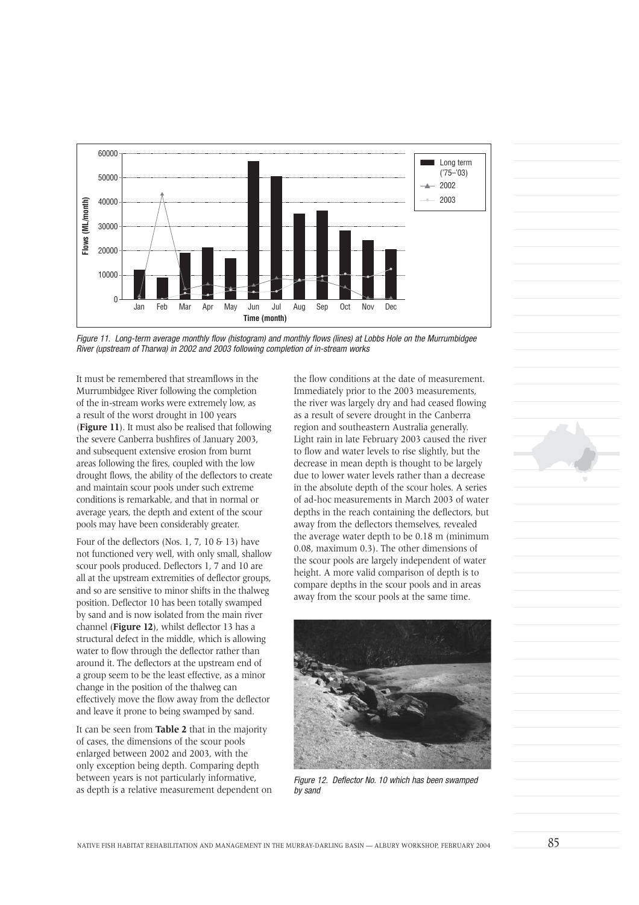*Figure 11. Long-term average monthly flow (histogram) and monthly flows (lines) at Lobbs Hole on the Murrumbidgee River (upstream of Tharwa) in 2002 and 2003 following completion of in-stream works*

It must be remembered that streamflows in the Murrumbidgee River following the completion of the in-stream works were extremely low, as a result of the worst drought in 100 years (**Figure 11**). It must also be realised that following the severe Canberra bushfires of January 2003, and subsequent extensive erosion from burnt areas following the fires, coupled with the low drought flows, the ability of the deflectors to create and maintain scour pools under such extreme conditions is remarkable, and that in normal or average years, the depth and extent of the scour pools may have been considerably greater.

Four of the deflectors (Nos. 1, 7, 10 & 13) have not functioned very well, with only small, shallow scour pools produced. Deflectors 1, 7 and 10 are all at the upstream extremities of deflector groups, and so are sensitive to minor shifts in the thalweg position. Deflector 10 has been totally swamped by sand and is now isolated from the main river channel (**Figure 12**), whilst deflector 13 has a structural defect in the middle, which is allowing water to flow through the deflector rather than around it. The deflectors at the upstream end of a group seem to be the least effective, as a minor change in the position of the thalweg can effectively move the flow away from the deflector and leave it prone to being swamped by sand.

It can be seen from **Table 2** that in the majority of cases, the dimensions of the scour pools enlarged between 2002 and 2003, with the only exception being depth. Comparing depth between years is not particularly informative, as depth is a relative measurement dependent on the flow conditions at the date of measurement. Immediately prior to the 2003 measurements, the river was largely dry and had ceased flowing as a result of severe drought in the Canberra region and southeastern Australia generally. Light rain in late February 2003 caused the river to flow and water levels to rise slightly, but the decrease in mean depth is thought to be largely due to lower water levels rather than a decrease in the absolute depth of the scour holes. A series of ad-hoc measurements in March 2003 of water depths in the reach containing the deflectors, but away from the deflectors themselves, revealed the average water depth to be 0.18 m (minimum 0.08, maximum 0.3). The other dimensions of the scour pools are largely independent of water height. A more valid comparison of depth is to compare depths in the scour pools and in areas away from the scour pools at the same time.

*Figure 12. Deflector No. 10 which has been swamped by sand*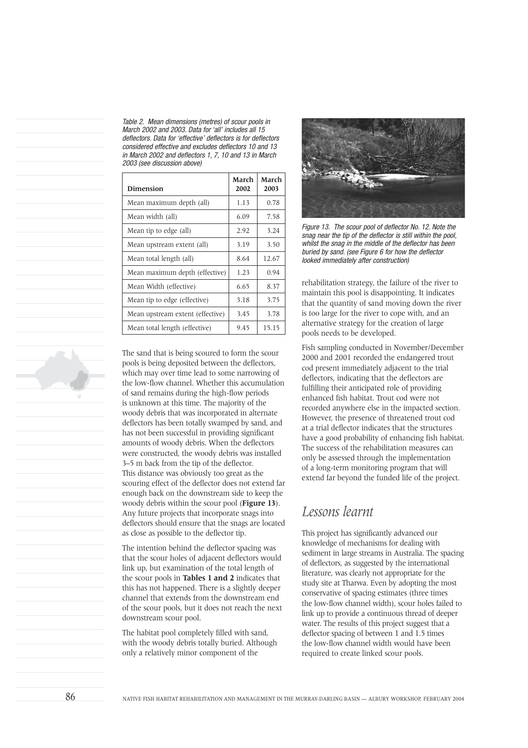*Table 2. Mean dimensions (metres) of scour pools in March 2002 and 2003. Data for 'all' includes all 15 deflectors. Data for 'effective' deflectors is for deflectors considered effective and excludes deflectors 10 and 13 in March 2002 and deflectors 1, 7, 10 and 13 in March 2003 (see discussion above)*

| Dimension | March 2002 | March 2003 |
|---|---|---|
| Mean maximum depth (all) | 1.13 | 0.78 |
| Mean width (all) | 6.09 | 7.58 |
| Mean tip to edge (all) | 2.92 | 3.24 |
| Mean upstream extent (all) | 3.19 | 3.50 |
| Mean total length (all) | 8.64 | 12.67 |
| Mean maximum depth (effective) | 1.23 | 0.94 |
| Mean Width (effective) | 6.65 | 8.37 |
| Mean tip to edge (effective) | 3.18 | 3.75 |
| Mean upstream extent (effective) | 3.45 | 3.78 |
| Mean total length (effective) | 9.45 | 15.15 |

The sand that is being scoured to form the scour pools is being deposited between the deflectors, which may over time lead to some narrowing of the low-flow channel. Whether this accumulation of sand remains during the high-flow periods is unknown at this time. The majority of the woody debris that was incorporated in alternate deflectors has been totally swamped by sand, and has not been successful in providing significant amounts of woody debris. When the deflectors were constructed, the woody debris was installed 3–5 m back from the tip of the deflector. This distance was obviously too great as the scouring effect of the deflector does not extend far enough back on the downstream side to keep the woody debris within the scour pool (**Figure 13**). Any future projects that incorporate snags into deflectors should ensure that the snags are located as close as possible to the deflector tip.

The intention behind the deflector spacing was that the scour holes of adjacent deflectors would link up, but examination of the total length of the scour pools in **Tables 1 and 2** indicates that this has not happened. There is a slightly deeper channel that extends from the downstream end of the scour pools, but it does not reach the next downstream scour pool.

The habitat pool completely filled with sand, with the woody debris totally buried. Although only a relatively minor component of the rehabilitation strategy, the failure of the river to maintain this pool is disappointing. It indicates that the quantity of sand moving down the river is too large for the river to cope with, and an alternative strategy for the creation of large pools needs to be developed.

*Figure 13. The scour pool of deflector No. 12. Note the snag near the tip of the deflector is still within the pool, whilst the snag in the middle of the deflector has been buried by sand. (see Figure 6 for how the deflector looked immediately after construction)*

Fish sampling conducted in November/December 2000 and 2001 recorded the endangered trout cod present immediately adjacent to the trial deflectors, indicating that the deflectors are fulfilling their anticipated role of providing enhanced fish habitat. Trout cod were not recorded anywhere else in the impacted section. However, the presence of threatened trout cod at a trial deflector indicates that the structures have a good probability of enhancing fish habitat. The success of the rehabilitation measures can only be assessed through the implementation of a long-term monitoring program that will extend far beyond the funded life of the project.

## Lessons learnt

This project has significantly advanced our knowledge of mechanisms for dealing with sediment in large streams in Australia. The spacing of deflectors, as suggested by the international literature, was clearly not appropriate for the study site at Tharwa. Even by adopting the most conservative of spacing estimates (three times the low-flow channel width), scour holes failed to link up to provide a continuous thread of deeper water. The results of this project suggest that a deflector spacing of between 1 and 1.5 times the low-flow channel width would have been required to create linked scour pools.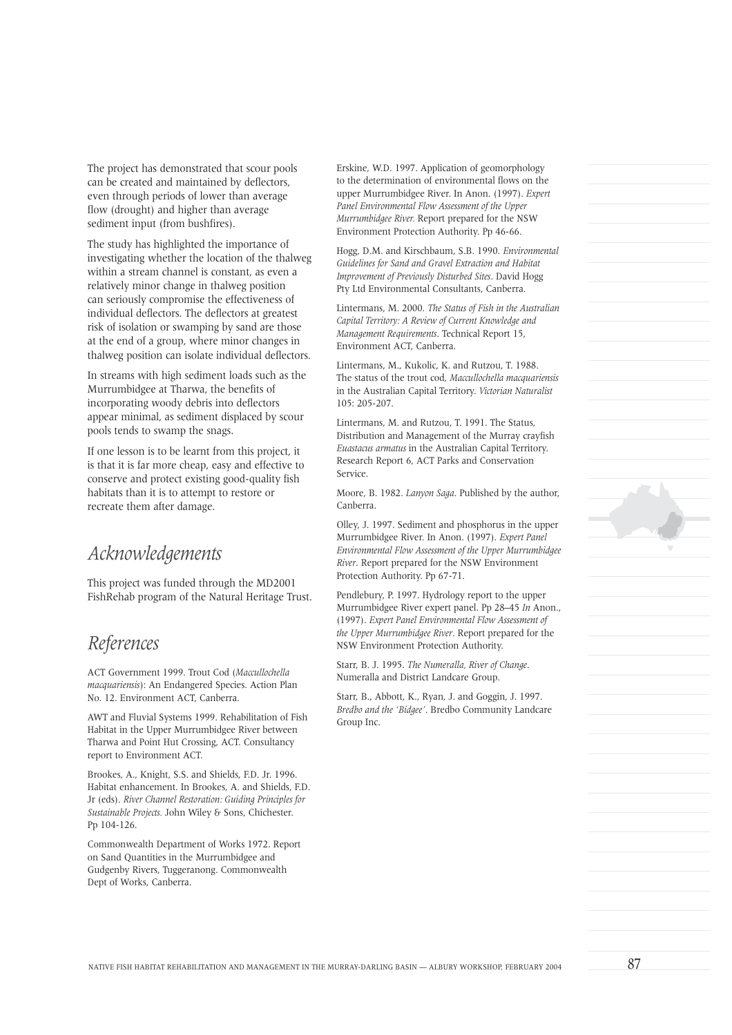The project has demonstrated that scour pools can be created and maintained by deflectors, even through periods of lower than average flow (drought) and higher than average sediment input (from bushfires).

The study has highlighted the importance of investigating whether the location of the thalweg within a stream channel is constant, as even a relatively minor change in thalweg position can seriously compromise the effectiveness of individual deflectors. The deflectors at greatest risk of isolation or swamping by sand are those at the end of a group, where minor changes in thalweg position can isolate individual deflectors.

In streams with high sediment loads such as the Murrumbidgee at Tharwa, the benefits of incorporating woody debris into deflectors appear minimal, as sediment displaced by scour pools tends to swamp the snags.

If one lesson is to be learnt from this project, it is that it is far more cheap, easy and effective to conserve and protect existing good-quality fish habitats than it is to attempt to restore or recreate them after damage.

## Acknowledgements

This project was funded through the MD2001 FishRehab program of the Natural Heritage Trust.

## References

ACT Government 1999. Trout Cod (*Maccullochella macquariensis*): An Endangered Species. Action Plan No. 12. Environment ACT, Canberra.

AWT and Fluvial Systems 1999. Rehabilitation of Fish Habitat in the Upper Murrumbidgee River between Tharwa and Point Hut Crossing, ACT. Consultancy report to Environment ACT.

Brookes, A., Knight, S.S. and Shields, F.D. Jr. 1996. Habitat enhancement. In Brookes, A. and Shields, F.D. Jr (eds). *River Channel Restoration: Guiding Principles for Sustainable Projects.* John Wiley & Sons, Chichester. Pp 104-126.

Commonwealth Department of Works 1972. Report on Sand Quantities in the Murrumbidgee and Gudgenby Rivers, Tuggeranong. Commonwealth Dept of Works, Canberra.

Erskine, W.D. 1997. Application of geomorphology to the determination of environmental flows on the upper Murrumbidgee River. In Anon. (1997). *Expert Panel Environmental Flow Assessment of the Upper Murrumbidgee River.* Report prepared for the NSW Environment Protection Authority. Pp 46-66.

Hogg, D.M. and Kirschbaum, S.B. 1990. *Environmental Guidelines for Sand and Gravel Extraction and Habitat Improvement of Previously Disturbed Sites*. David Hogg Pty Ltd Environmental Consultants, Canberra.

Lintermans, M. 2000. *The Status of Fish in the Australian Capital Territory: A Review of Current Knowledge and Management Requirements*. Technical Report 15, Environment ACT, Canberra.

Lintermans, M., Kukolic, K. and Rutzou, T. 1988. The status of the trout cod, *Maccullochella macquariensis* in the Australian Capital Territory. *Victorian Naturalist* 105: 205-207.

Lintermans, M. and Rutzou, T. 1991. The Status, Distribution and Management of the Murray crayfish *Euastacus armatus* in the Australian Capital Territory. Research Report 6, ACT Parks and Conservation Service.

Moore, B. 1982. *Lanyon Saga*. Published by the author, Canberra.

Olley, J. 1997. Sediment and phosphorus in the upper Murrumbidgee River. In Anon. (1997). *Expert Panel Environmental Flow Assessment of the Upper Murrumbidgee River*. Report prepared for the NSW Environment Protection Authority. Pp 67-71.

Pendlebury, P. 1997. Hydrology report to the upper Murrumbidgee River expert panel. Pp 28–45 *In* Anon., (1997). *Expert Panel Environmental Flow Assessment of the Upper Murrumbidgee River*. Report prepared for the NSW Environment Protection Authority.

Starr, B. J. 1995. *The Numeralla, River of Change*. Numeralla and District Landcare Group.

Starr, B., Abbott, K., Ryan, J. and Goggin, J. 1997. *Bredbo and the 'Bidgee'*. Bredbo Community Landcare Group Inc.